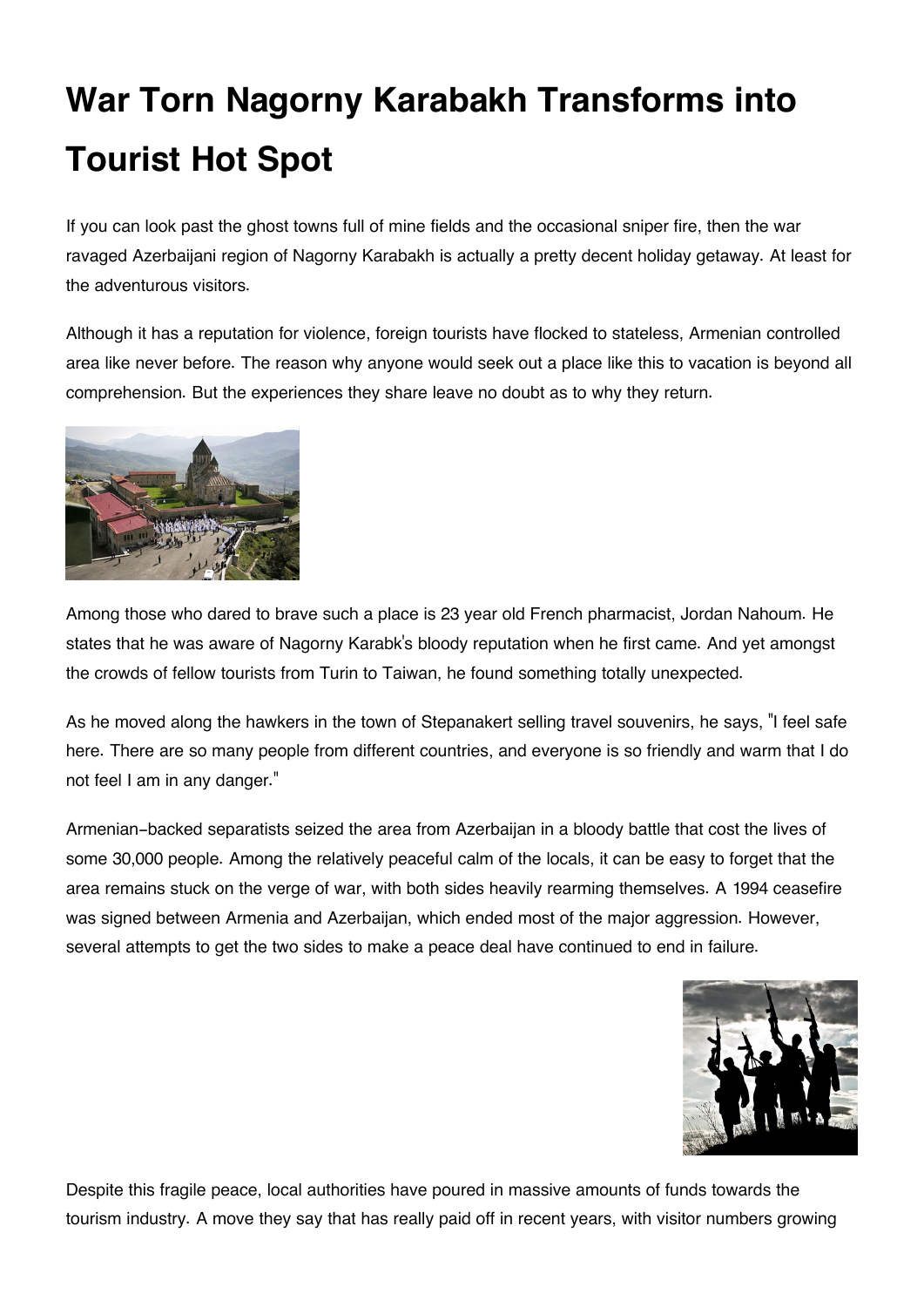# War Torn Nagorny Karabakh Transforms into Tourist Hot Spot

If you can look past the ghost towns full of mine fields and the occasional sniper fire, then the war ravaged Azerbaijani region of Nagorny Karabakh is actually a pretty decent holiday getaway. At least for the adventurous visitors.

Although it has a reputation for violence, foreign tourists have flocked to stateless, Armenian controlled area like never before. The reason why anyone would seek out a place like this to vacation is beyond all comprehension. But the experiences they share leave no doubt as to why they return.

Among those who dared to brave such a place is 23 year old French pharmacist, Jordan Nahoum. He states that he was aware of Nagorny Karabk's bloody reputation when he first came. And yet amongst the crowds of fellow tourists from Turin to Taiwan, he found something totally unexpected.

As he moved along the hawkers in the town of Stepanakert selling travel souvenirs, he says, "I feel safe here. There are so many people from different countries, and everyone is so friendly and warm that I do not feel I am in any danger."

Armenian-backed separatists seized the area from Azerbaijan in a bloody battle that cost the lives of some 30,000 people. Among the relatively peaceful calm of the locals, it can be easy to forget that the area remains stuck on the verge of war, with both sides heavily rearming themselves. A 1994 ceasefire was signed between Armenia and Azerbaijan, which ended most of the major aggression. However, several attempts to get the two sides to make a peace deal have continued to end in failure.

Despite this fragile peace, local authorities have poured in massive amounts of funds towards the tourism industry. A move they say that has really paid off in recent years, with visitor numbers growing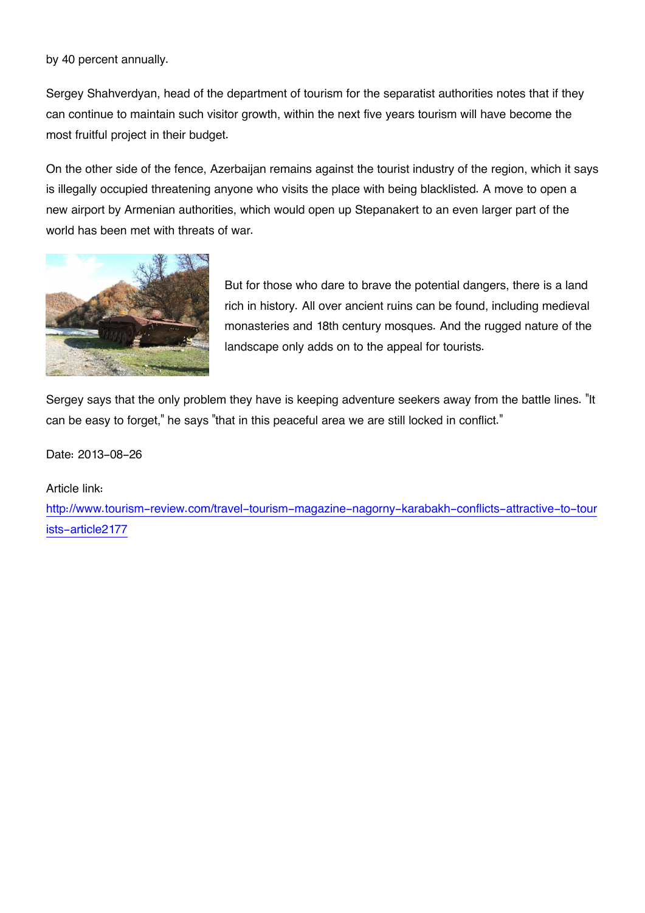by 40 percent annually.

Sergey Shahverdyan, head of the department of tourism for the separatist authorities notes that if they can continue to maintain such visitor growth, within the next five years tourism will have become the most fruitful project in their budget.

On the other side of the fence, Azerbaijan remains against the tourist industry of the region, which it says is illegally occupied threatening anyone who visits the place with being blacklisted. A move to open a new airport by Armenian authorities, which would open up Stepanakert to an even larger part of the world has been met with threats of war.

But for those who dare to brave the potential dangers, there is a land rich in history. All over ancient ruins can be found, including medieval monasteries and 18th century mosques. And the rugged nature of the landscape only adds on to the appeal for tourists.

Sergey says that the only problem they have is keeping adventure seekers away from the battle lines. "It can be easy to forget," he says "that in this peaceful area we are still locked in conflict."

Date: 2013-08-26

Article link:
[http://www.tourism-review.com/travel-tourism-magazine-nagorny-karabakh-conflicts-attractive-to-tourists-article2177](http://www.tourism-review.com/travel-tourism-magazine-nagorny-karabakh-conflicts-attractive-to-tourists-article2177)